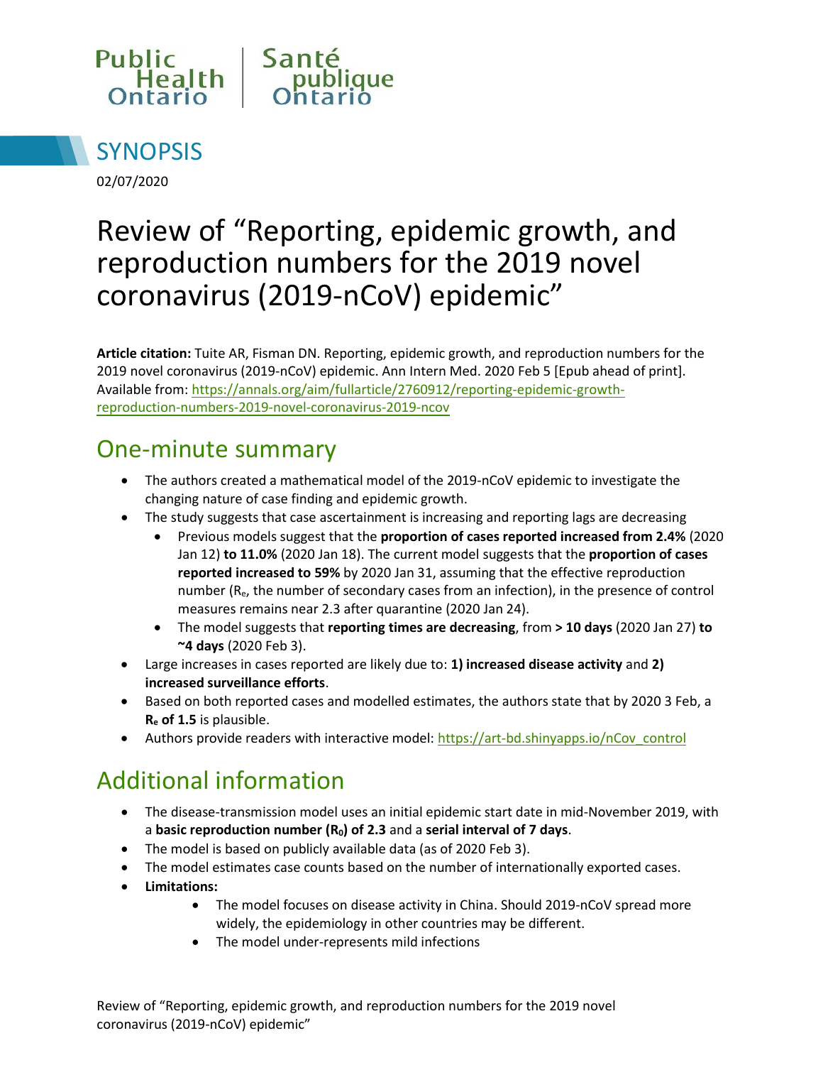Public Health Ontario | Santé publique Ontario

SYNOPSIS

02/07/2020

# Review of "Reporting, epidemic growth, and reproduction numbers for the 2019 novel coronavirus (2019-nCoV) epidemic"

**Article citation:** Tuite AR, Fisman DN. Reporting, epidemic growth, and reproduction numbers for the 2019 novel coronavirus (2019-nCoV) epidemic. Ann Intern Med. 2020 Feb 5 [Epub ahead of print]. Available from: https://annals.org/aim/fullarticle/2760912/reporting-epidemic-growth-reproduction-numbers-2019-novel-coronavirus-2019-ncov

## One-minute summary

- The authors created a mathematical model of the 2019-nCoV epidemic to investigate the changing nature of case finding and epidemic growth.
- The study suggests that case ascertainment is increasing and reporting lags are decreasing
    - Previous models suggest that the **proportion of cases reported increased from 2.4%** (2020 Jan 12) **to 11.0%** (2020 Jan 18). The current model suggests that the **proportion of cases reported increased to 59%** by 2020 Jan 31, assuming that the effective reproduction number ($R_e$, the number of secondary cases from an infection), in the presence of control measures remains near 2.3 after quarantine (2020 Jan 24).
    - The model suggests that **reporting times are decreasing**, from **> 10 days** (2020 Jan 27) **to ~4 days** (2020 Feb 3).
- Large increases in cases reported are likely due to: **1) increased disease activity** and **2) increased surveillance efforts**.
- Based on both reported cases and modelled estimates, the authors state that by 2020 3 Feb, a **$R_e$ of 1.5** is plausible.
- Authors provide readers with interactive model: https://art-bd.shinyapps.io/nCov_control

## Additional information

- The disease-transmission model uses an initial epidemic start date in mid-November 2019, with a **basic reproduction number ($R_0$) of 2.3** and a **serial interval of 7 days**.
- The model is based on publicly available data (as of 2020 Feb 3).
- The model estimates case counts based on the number of internationally exported cases.
- **Limitations:**
    - The model focuses on disease activity in China. Should 2019-nCoV spread more widely, the epidemiology in other countries may be different.
    - The model under-represents mild infections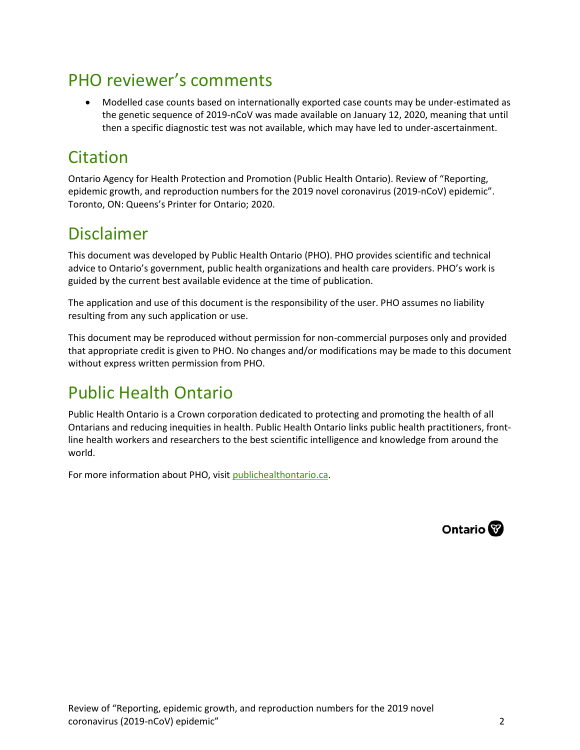## PHO reviewer's comments

- Modelled case counts based on internationally exported case counts may be under-estimated as the genetic sequence of 2019-nCoV was made available on January 12, 2020, meaning that until then a specific diagnostic test was not available, which may have led to under-ascertainment.

## Citation

Ontario Agency for Health Protection and Promotion (Public Health Ontario). Review of "Reporting, epidemic growth, and reproduction numbers for the 2019 novel coronavirus (2019-nCoV) epidemic". Toronto, ON: Queens's Printer for Ontario; 2020.

## Disclaimer

This document was developed by Public Health Ontario (PHO). PHO provides scientific and technical advice to Ontario's government, public health organizations and health care providers. PHO's work is guided by the current best available evidence at the time of publication.

The application and use of this document is the responsibility of the user. PHO assumes no liability resulting from any such application or use.

This document may be reproduced without permission for non-commercial purposes only and provided that appropriate credit is given to PHO. No changes and/or modifications may be made to this document without express written permission from PHO.

## Public Health Ontario

Public Health Ontario is a Crown corporation dedicated to protecting and promoting the health of all Ontarians and reducing inequities in health. Public Health Ontario links public health practitioners, front-line health workers and researchers to the best scientific intelligence and knowledge from around the world.

For more information about PHO, visit [publichealthontario.ca](publichealthontario.ca).

Ontario